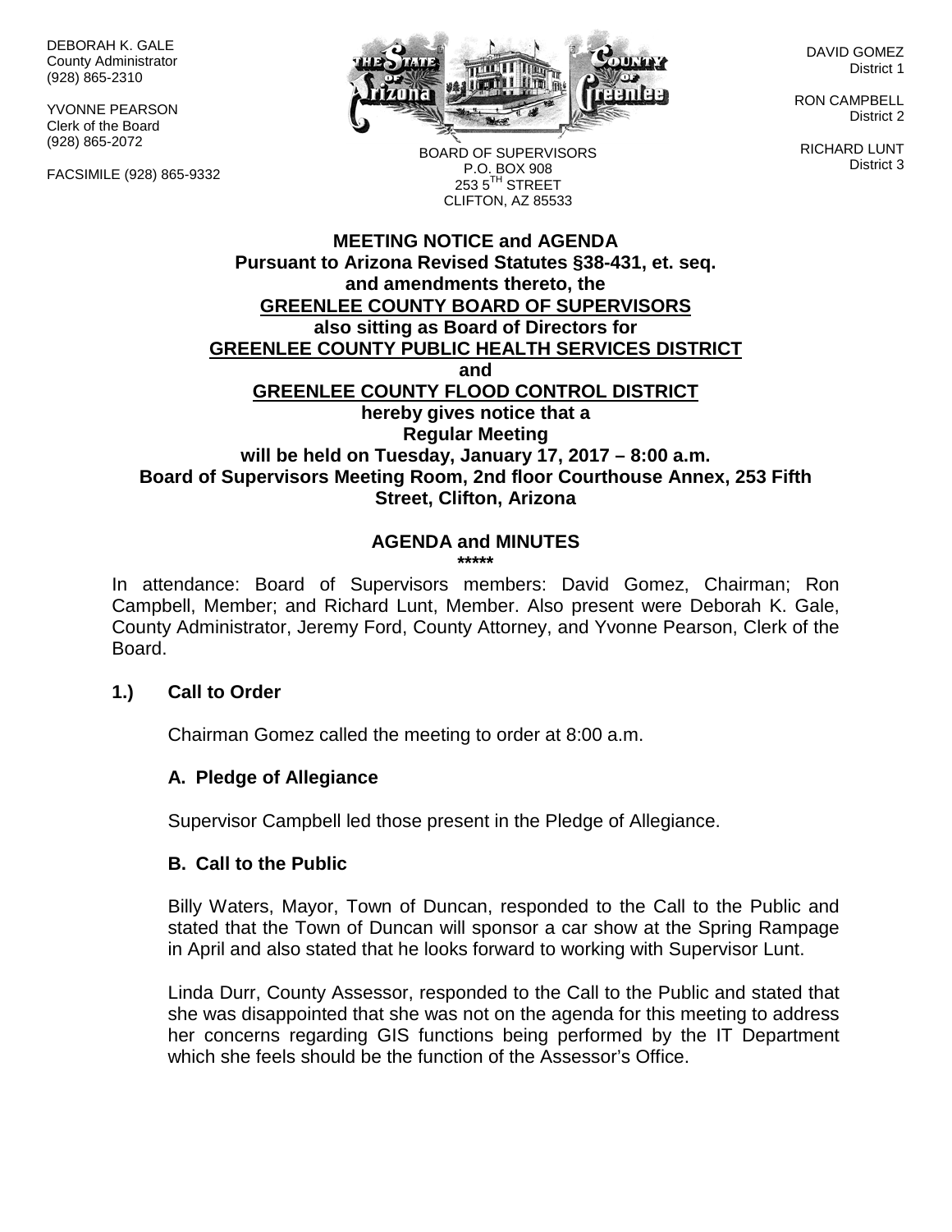DEBORAH K. GALE
County Administrator
(928) 865-2310

YVONNE PEARSON
Clerk of the Board
(928) 865-2072

FACSIMILE (928) 865-9332

BOARD OF SUPERVISORS
P.O. BOX 908
253 5TH STREET
CLIFTON, AZ 85533

DAVID GOMEZ
District 1

RON CAMPBELL
District 2

RICHARD LUNT
District 3

**MEETING NOTICE and AGENDA**
**Pursuant to Arizona Revised Statutes §38-431, et. seq.**
**and amendments thereto, the**
**GREENLEE COUNTY BOARD OF SUPERVISORS**
**also sitting as Board of Directors for**
**GREENLEE COUNTY PUBLIC HEALTH SERVICES DISTRICT**
**and**
**GREENLEE COUNTY FLOOD CONTROL DISTRICT**
**hereby gives notice that a**
**Regular Meeting**
**will be held on Tuesday, January 17, 2017 – 8:00 a.m.**
**Board of Supervisors Meeting Room, 2nd floor Courthouse Annex, 253 Fifth Street, Clifton, Arizona**

**AGENDA and MINUTES**
**\*\*\*\*\***

In attendance: Board of Supervisors members: David Gomez, Chairman; Ron Campbell, Member; and Richard Lunt, Member. Also present were Deborah K. Gale, County Administrator, Jeremy Ford, County Attorney, and Yvonne Pearson, Clerk of the Board.

**1.) Call to Order**

Chairman Gomez called the meeting to order at 8:00 a.m.

**A. Pledge of Allegiance**

Supervisor Campbell led those present in the Pledge of Allegiance.

**B. Call to the Public**

Billy Waters, Mayor, Town of Duncan, responded to the Call to the Public and stated that the Town of Duncan will sponsor a car show at the Spring Rampage in April and also stated that he looks forward to working with Supervisor Lunt.

Linda Durr, County Assessor, responded to the Call to the Public and stated that she was disappointed that she was not on the agenda for this meeting to address her concerns regarding GIS functions being performed by the IT Department which she feels should be the function of the Assessor's Office.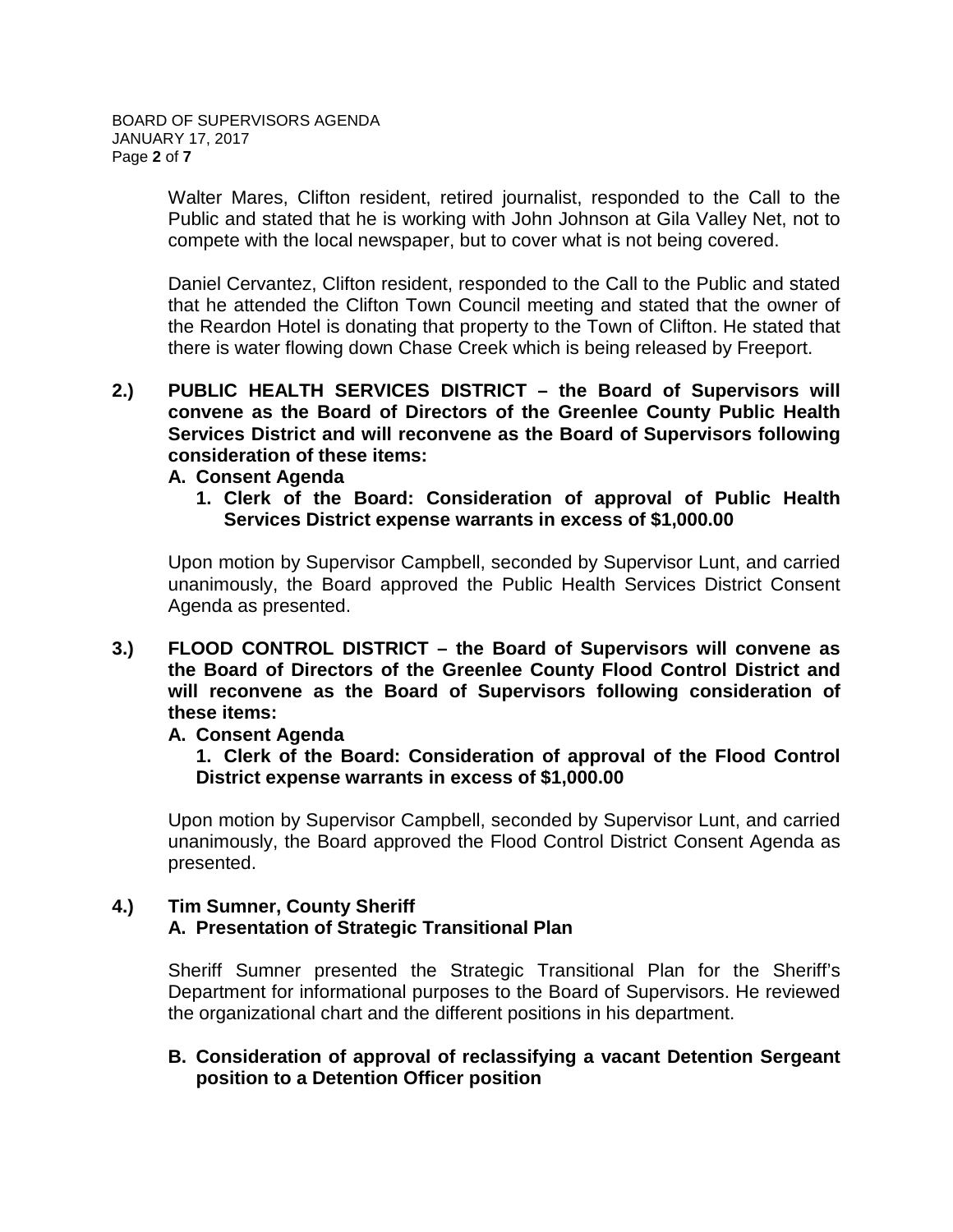Walter Mares, Clifton resident, retired journalist, responded to the Call to the Public and stated that he is working with John Johnson at Gila Valley Net, not to compete with the local newspaper, but to cover what is not being covered.

Daniel Cervantez, Clifton resident, responded to the Call to the Public and stated that he attended the Clifton Town Council meeting and stated that the owner of the Reardon Hotel is donating that property to the Town of Clifton. He stated that there is water flowing down Chase Creek which is being released by Freeport.

**2.) PUBLIC HEALTH SERVICES DISTRICT – the Board of Supervisors will convene as the Board of Directors of the Greenlee County Public Health Services District and will reconvene as the Board of Supervisors following consideration of these items:**

**A. Consent Agenda**

**1. Clerk of the Board: Consideration of approval of Public Health Services District expense warrants in excess of $1,000.00**

Upon motion by Supervisor Campbell, seconded by Supervisor Lunt, and carried unanimously, the Board approved the Public Health Services District Consent Agenda as presented.

**3.) FLOOD CONTROL DISTRICT – the Board of Supervisors will convene as the Board of Directors of the Greenlee County Flood Control District and will reconvene as the Board of Supervisors following consideration of these items:**

**A. Consent Agenda**

**1. Clerk of the Board: Consideration of approval of the Flood Control District expense warrants in excess of $1,000.00**

Upon motion by Supervisor Campbell, seconded by Supervisor Lunt, and carried unanimously, the Board approved the Flood Control District Consent Agenda as presented.

**4.) Tim Sumner, County Sheriff**

**A. Presentation of Strategic Transitional Plan**

Sheriff Sumner presented the Strategic Transitional Plan for the Sheriff's Department for informational purposes to the Board of Supervisors. He reviewed the organizational chart and the different positions in his department.

**B. Consideration of approval of reclassifying a vacant Detention Sergeant position to a Detention Officer position**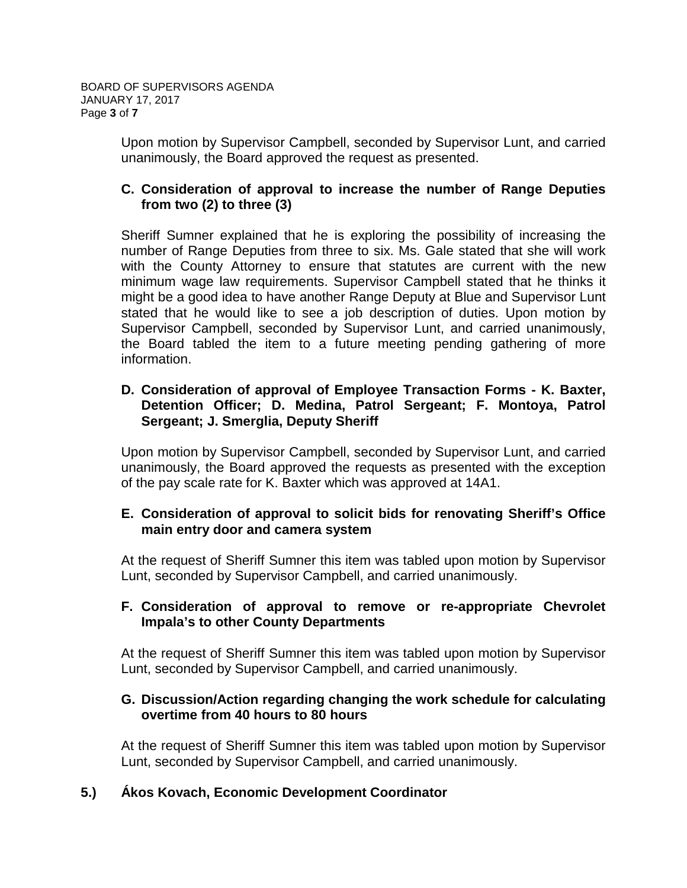Upon motion by Supervisor Campbell, seconded by Supervisor Lunt, and carried unanimously, the Board approved the request as presented.

**C. Consideration of approval to increase the number of Range Deputies from two (2) to three (3)**

Sheriff Sumner explained that he is exploring the possibility of increasing the number of Range Deputies from three to six. Ms. Gale stated that she will work with the County Attorney to ensure that statutes are current with the new minimum wage law requirements. Supervisor Campbell stated that he thinks it might be a good idea to have another Range Deputy at Blue and Supervisor Lunt stated that he would like to see a job description of duties. Upon motion by Supervisor Campbell, seconded by Supervisor Lunt, and carried unanimously, the Board tabled the item to a future meeting pending gathering of more information.

**D. Consideration of approval of Employee Transaction Forms - K. Baxter, Detention Officer; D. Medina, Patrol Sergeant; F. Montoya, Patrol Sergeant; J. Smerglia, Deputy Sheriff**

Upon motion by Supervisor Campbell, seconded by Supervisor Lunt, and carried unanimously, the Board approved the requests as presented with the exception of the pay scale rate for K. Baxter which was approved at 14A1.

**E. Consideration of approval to solicit bids for renovating Sheriff's Office main entry door and camera system**

At the request of Sheriff Sumner this item was tabled upon motion by Supervisor Lunt, seconded by Supervisor Campbell, and carried unanimously.

**F. Consideration of approval to remove or re-appropriate Chevrolet Impala's to other County Departments**

At the request of Sheriff Sumner this item was tabled upon motion by Supervisor Lunt, seconded by Supervisor Campbell, and carried unanimously.

**G. Discussion/Action regarding changing the work schedule for calculating overtime from 40 hours to 80 hours**

At the request of Sheriff Sumner this item was tabled upon motion by Supervisor Lunt, seconded by Supervisor Campbell, and carried unanimously.

## 5.) Ákos Kovach, Economic Development Coordinator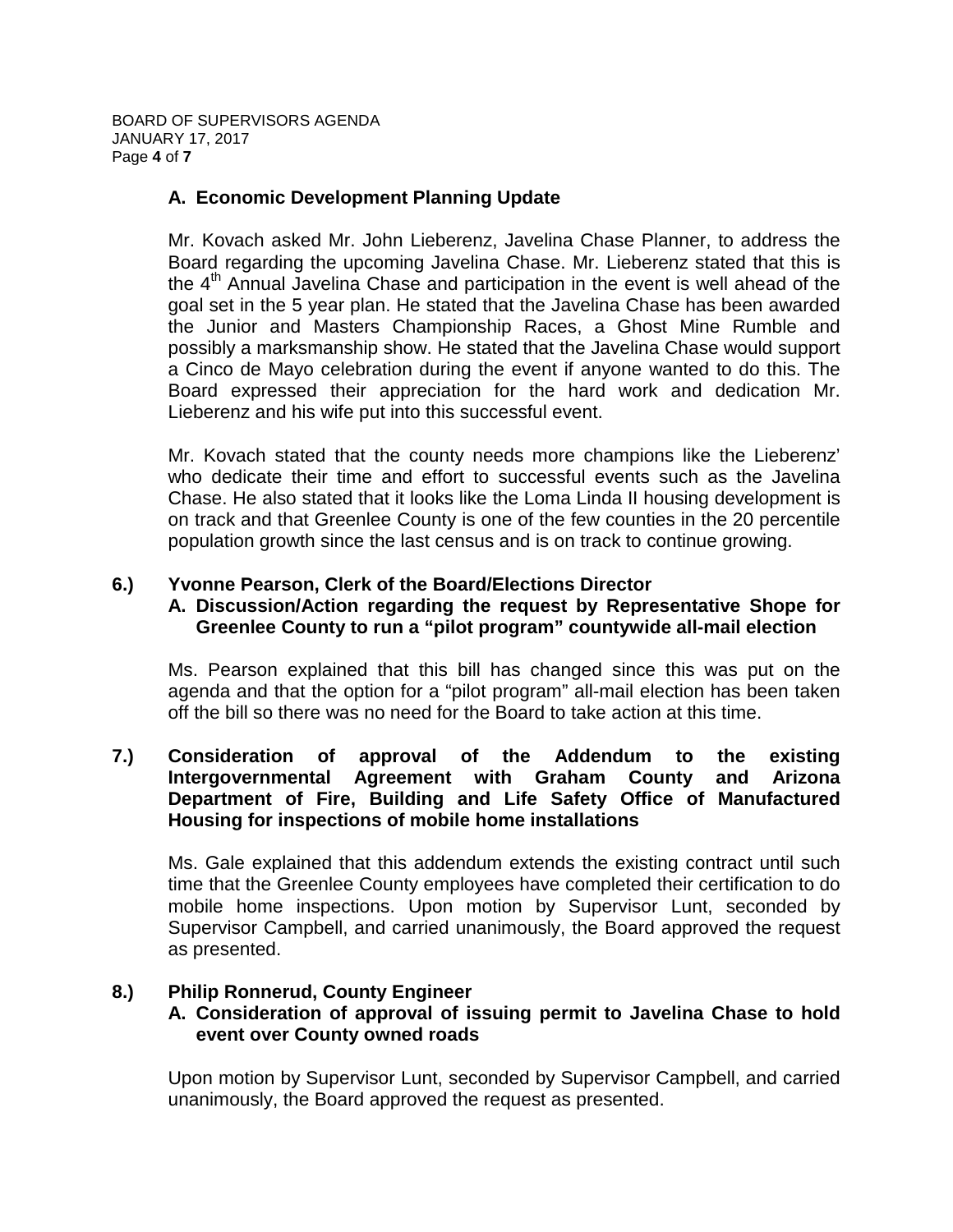### A. Economic Development Planning Update

Mr. Kovach asked Mr. John Lieberenz, Javelina Chase Planner, to address the Board regarding the upcoming Javelina Chase. Mr. Lieberenz stated that this is the 4th Annual Javelina Chase and participation in the event is well ahead of the goal set in the 5 year plan. He stated that the Javelina Chase has been awarded the Junior and Masters Championship Races, a Ghost Mine Rumble and possibly a marksmanship show. He stated that the Javelina Chase would support a Cinco de Mayo celebration during the event if anyone wanted to do this. The Board expressed their appreciation for the hard work and dedication Mr. Lieberenz and his wife put into this successful event.

Mr. Kovach stated that the county needs more champions like the Lieberenz' who dedicate their time and effort to successful events such as the Javelina Chase. He also stated that it looks like the Loma Linda II housing development is on track and that Greenlee County is one of the few counties in the 20 percentile population growth since the last census and is on track to continue growing.

## 6.) Yvonne Pearson, Clerk of the Board/Elections Director

### A. Discussion/Action regarding the request by Representative Shope for Greenlee County to run a "pilot program" countywide all-mail election

Ms. Pearson explained that this bill has changed since this was put on the agenda and that the option for a "pilot program" all-mail election has been taken off the bill so there was no need for the Board to take action at this time.

## 7.) Consideration of approval of the Addendum to the existing Intergovernmental Agreement with Graham County and Arizona Department of Fire, Building and Life Safety Office of Manufactured Housing for inspections of mobile home installations

Ms. Gale explained that this addendum extends the existing contract until such time that the Greenlee County employees have completed their certification to do mobile home inspections. Upon motion by Supervisor Lunt, seconded by Supervisor Campbell, and carried unanimously, the Board approved the request as presented.

## 8.) Philip Ronnerud, County Engineer

### A. Consideration of approval of issuing permit to Javelina Chase to hold event over County owned roads

Upon motion by Supervisor Lunt, seconded by Supervisor Campbell, and carried unanimously, the Board approved the request as presented.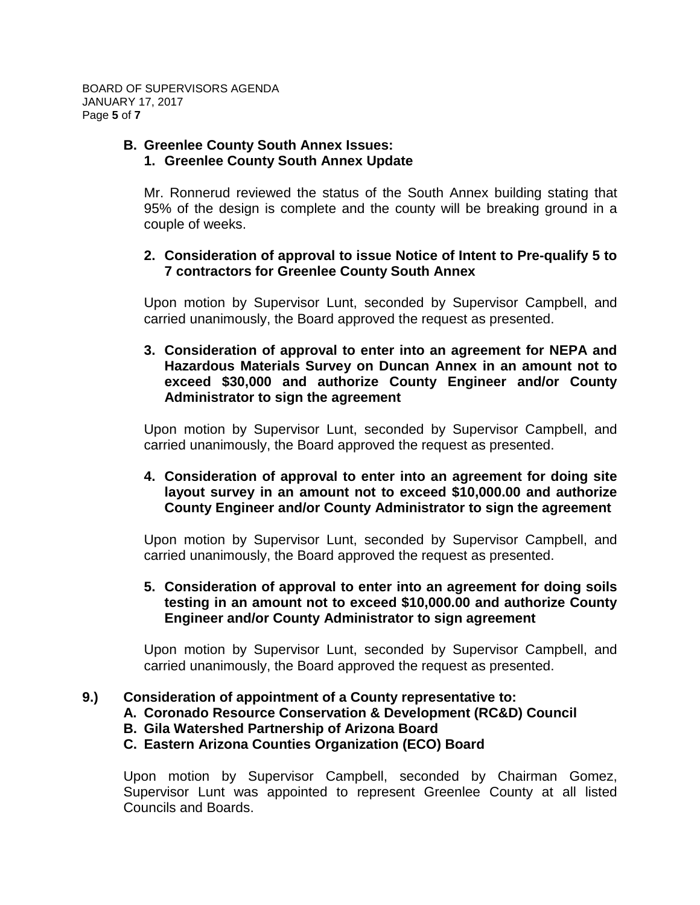**B. Greenlee County South Annex Issues:**

**1. Greenlee County South Annex Update**

Mr. Ronnerud reviewed the status of the South Annex building stating that 95% of the design is complete and the county will be breaking ground in a couple of weeks.

**2. Consideration of approval to issue Notice of Intent to Pre-qualify 5 to 7 contractors for Greenlee County South Annex**

Upon motion by Supervisor Lunt, seconded by Supervisor Campbell, and carried unanimously, the Board approved the request as presented.

**3. Consideration of approval to enter into an agreement for NEPA and Hazardous Materials Survey on Duncan Annex in an amount not to exceed $30,000 and authorize County Engineer and/or County Administrator to sign the agreement**

Upon motion by Supervisor Lunt, seconded by Supervisor Campbell, and carried unanimously, the Board approved the request as presented.

**4. Consideration of approval to enter into an agreement for doing site layout survey in an amount not to exceed $10,000.00 and authorize County Engineer and/or County Administrator to sign the agreement**

Upon motion by Supervisor Lunt, seconded by Supervisor Campbell, and carried unanimously, the Board approved the request as presented.

**5. Consideration of approval to enter into an agreement for doing soils testing in an amount not to exceed $10,000.00 and authorize County Engineer and/or County Administrator to sign agreement**

Upon motion by Supervisor Lunt, seconded by Supervisor Campbell, and carried unanimously, the Board approved the request as presented.

**9.) Consideration of appointment of a County representative to:**

**A. Coronado Resource Conservation & Development (RC&D) Council**
**B. Gila Watershed Partnership of Arizona Board**
**C. Eastern Arizona Counties Organization (ECO) Board**

Upon motion by Supervisor Campbell, seconded by Chairman Gomez, Supervisor Lunt was appointed to represent Greenlee County at all listed Councils and Boards.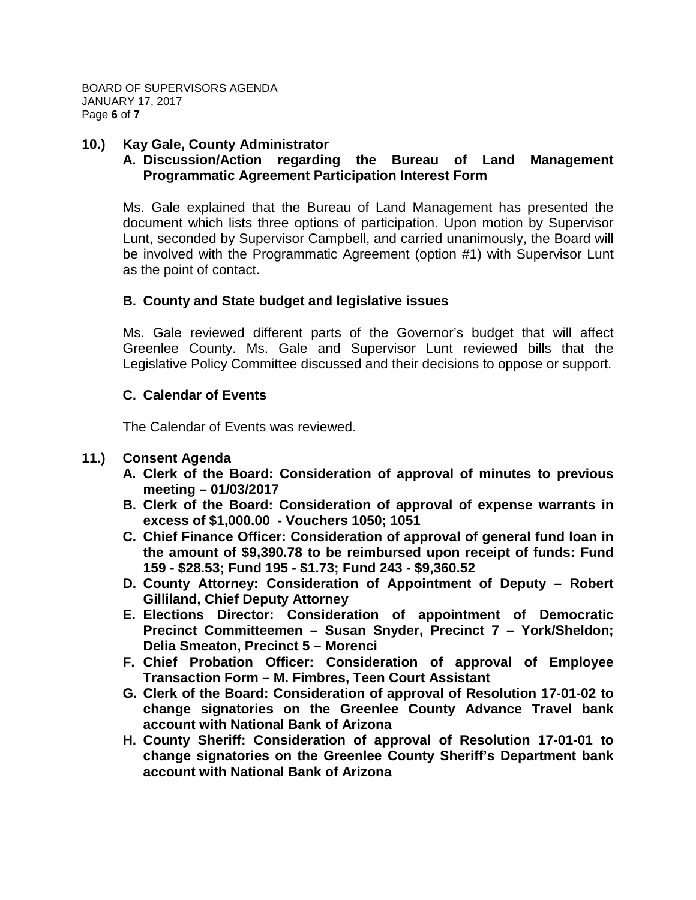**10.) Kay Gale, County Administrator**

**A. Discussion/Action regarding the Bureau of Land Management Programmatic Agreement Participation Interest Form**

Ms. Gale explained that the Bureau of Land Management has presented the document which lists three options of participation. Upon motion by Supervisor Lunt, seconded by Supervisor Campbell, and carried unanimously, the Board will be involved with the Programmatic Agreement (option #1) with Supervisor Lunt as the point of contact.

**B. County and State budget and legislative issues**

Ms. Gale reviewed different parts of the Governor's budget that will affect Greenlee County. Ms. Gale and Supervisor Lunt reviewed bills that the Legislative Policy Committee discussed and their decisions to oppose or support.

**C. Calendar of Events**

The Calendar of Events was reviewed.

**11.) Consent Agenda**

- **A. Clerk of the Board: Consideration of approval of minutes to previous meeting – 01/03/2017**
- **B. Clerk of the Board: Consideration of approval of expense warrants in excess of $1,000.00 - Vouchers 1050; 1051**
- **C. Chief Finance Officer: Consideration of approval of general fund loan in the amount of $9,390.78 to be reimbursed upon receipt of funds: Fund 159 - $28.53; Fund 195 - $1.73; Fund 243 - $9,360.52**
- **D. County Attorney: Consideration of Appointment of Deputy – Robert Gilliland, Chief Deputy Attorney**
- **E. Elections Director: Consideration of appointment of Democratic Precinct Committeemen – Susan Snyder, Precinct 7 – York/Sheldon; Delia Smeaton, Precinct 5 – Morenci**
- **F. Chief Probation Officer: Consideration of approval of Employee Transaction Form – M. Fimbres, Teen Court Assistant**
- **G. Clerk of the Board: Consideration of approval of Resolution 17-01-02 to change signatories on the Greenlee County Advance Travel bank account with National Bank of Arizona**
- **H. County Sheriff: Consideration of approval of Resolution 17-01-01 to change signatories on the Greenlee County Sheriff's Department bank account with National Bank of Arizona**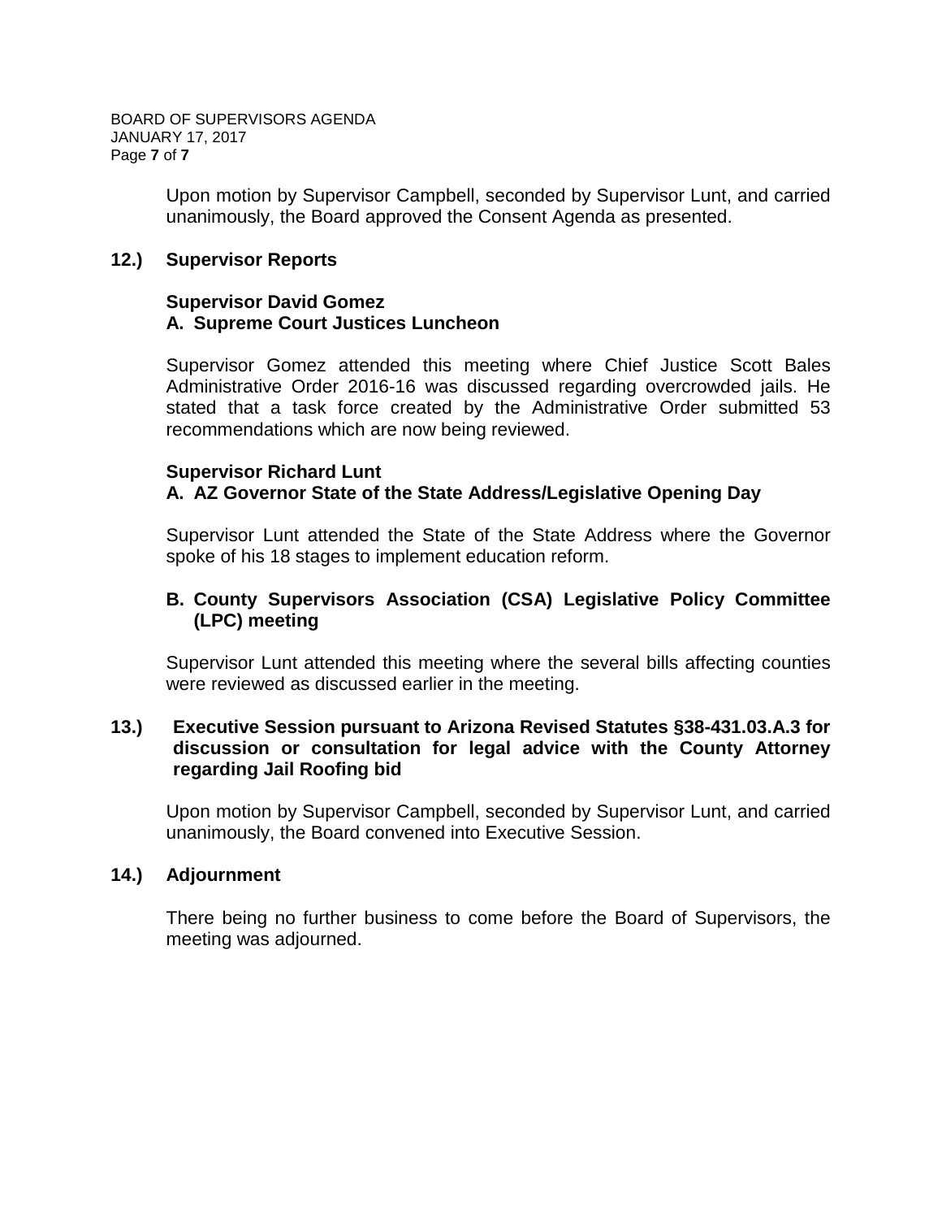Upon motion by Supervisor Campbell, seconded by Supervisor Lunt, and carried unanimously, the Board approved the Consent Agenda as presented.

## 12.) Supervisor Reports

### Supervisor David Gomez

**A. Supreme Court Justices Luncheon**

Supervisor Gomez attended this meeting where Chief Justice Scott Bales Administrative Order 2016-16 was discussed regarding overcrowded jails. He stated that a task force created by the Administrative Order submitted 53 recommendations which are now being reviewed.

### Supervisor Richard Lunt

**A. AZ Governor State of the State Address/Legislative Opening Day**

Supervisor Lunt attended the State of the State Address where the Governor spoke of his 18 stages to implement education reform.

**B. County Supervisors Association (CSA) Legislative Policy Committee (LPC) meeting**

Supervisor Lunt attended this meeting where the several bills affecting counties were reviewed as discussed earlier in the meeting.

## 13.) Executive Session pursuant to Arizona Revised Statutes §38-431.03.A.3 for discussion or consultation for legal advice with the County Attorney regarding Jail Roofing bid

Upon motion by Supervisor Campbell, seconded by Supervisor Lunt, and carried unanimously, the Board convened into Executive Session.

## 14.) Adjournment

There being no further business to come before the Board of Supervisors, the meeting was adjourned.